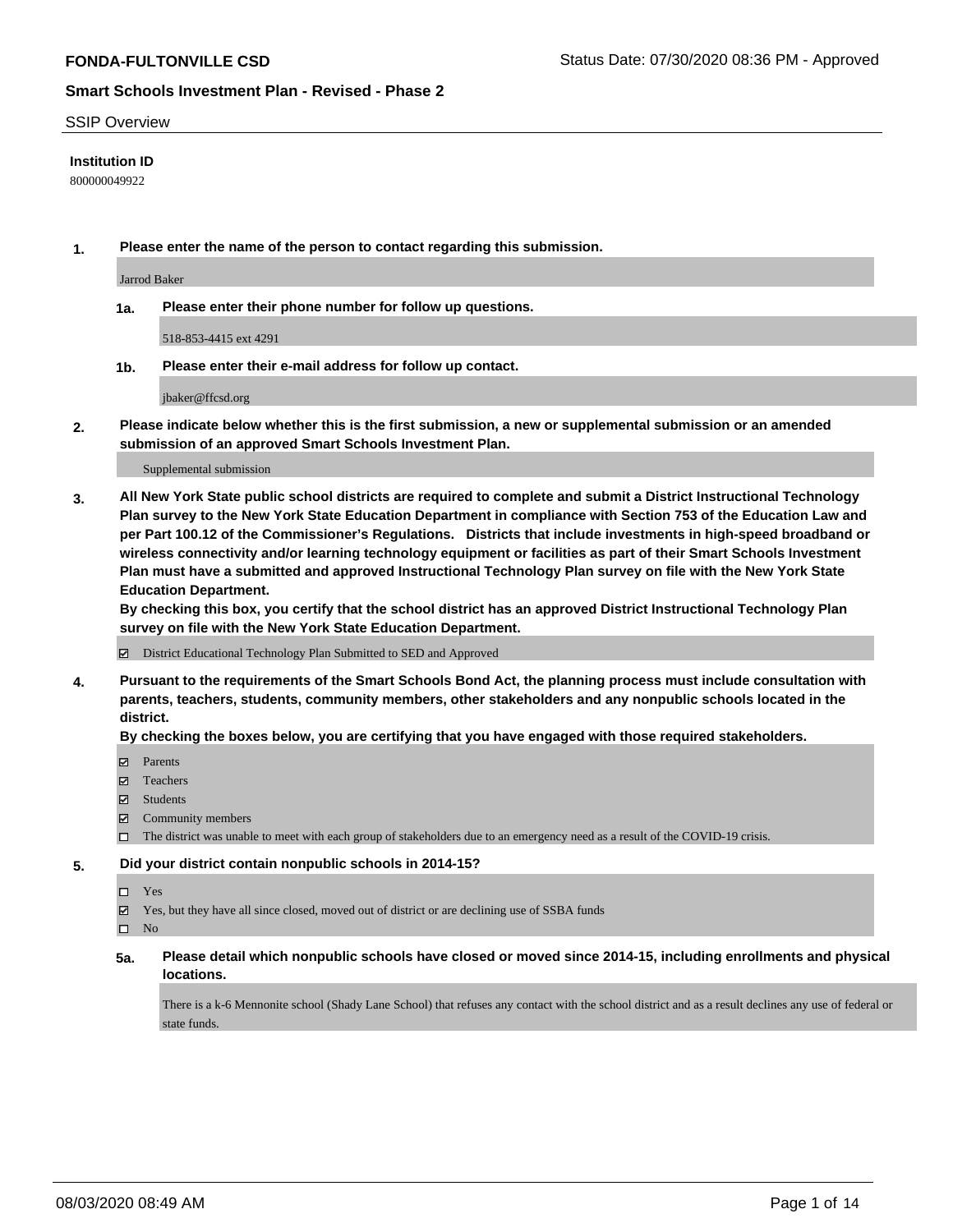**FONDA-FULTONVILLE CSD**

Status Date: 07/30/2020 08:36 PM - Approved

## Smart Schools Investment Plan - Revised - Phase 2

SSIP Overview

**Institution ID**

800000049922

**1. Please enter the name of the person to contact regarding this submission.**

Jarrod Baker

**1a. Please enter their phone number for follow up questions.**

518-853-4415 ext 4291

**1b. Please enter their e-mail address for follow up contact.**

jbaker@ffcsd.org

**2. Please indicate below whether this is the first submission, a new or supplemental submission or an amended submission of an approved Smart Schools Investment Plan.**

Supplemental submission

**3. All New York State public school districts are required to complete and submit a District Instructional Technology Plan survey to the New York State Education Department in compliance with Section 753 of the Education Law and per Part 100.12 of the Commissioner's Regulations. Districts that include investments in high-speed broadband or wireless connectivity and/or learning technology equipment or facilities as part of their Smart Schools Investment Plan must have a submitted and approved Instructional Technology Plan survey on file with the New York State Education Department.**

**By checking this box, you certify that the school district has an approved District Instructional Technology Plan survey on file with the New York State Education Department.**

☑ District Educational Technology Plan Submitted to SED and Approved

**4. Pursuant to the requirements of the Smart Schools Bond Act, the planning process must include consultation with parents, teachers, students, community members, other stakeholders and any nonpublic schools located in the district.**

**By checking the boxes below, you are certifying that you have engaged with those required stakeholders.**

☑ Parents
☑ Teachers
☑ Students
☑ Community members
☐ The district was unable to meet with each group of stakeholders due to an emergency need as a result of the COVID-19 crisis.

**5. Did your district contain nonpublic schools in 2014-15?**

☐ Yes
☑ Yes, but they have all since closed, moved out of district or are declining use of SSBA funds
☐ No

**5a. Please detail which nonpublic schools have closed or moved since 2014-15, including enrollments and physical locations.**

There is a k-6 Mennonite school (Shady Lane School) that refuses any contact with the school district and as a result declines any use of federal or state funds.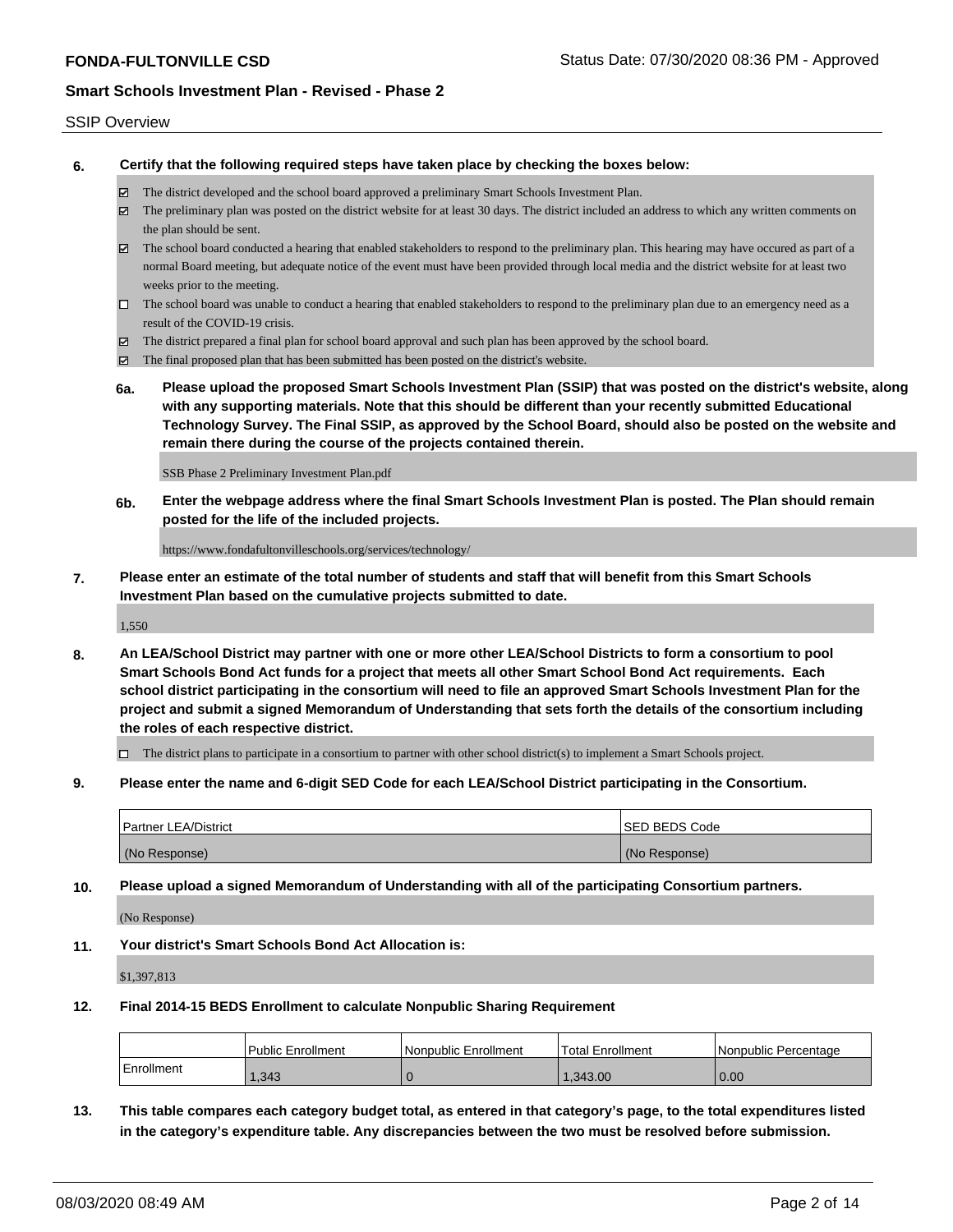SSIP Overview

**6. Certify that the following required steps have taken place by checking the boxes below:**

- ☑ The district developed and the school board approved a preliminary Smart Schools Investment Plan.
- ☑ The preliminary plan was posted on the district website for at least 30 days. The district included an address to which any written comments on the plan should be sent.
- ☑ The school board conducted a hearing that enabled stakeholders to respond to the preliminary plan. This hearing may have occured as part of a normal Board meeting, but adequate notice of the event must have been provided through local media and the district website for at least two weeks prior to the meeting.
- ☐ The school board was unable to conduct a hearing that enabled stakeholders to respond to the preliminary plan due to an emergency need as a result of the COVID-19 crisis.
- ☑ The district prepared a final plan for school board approval and such plan has been approved by the school board.
- ☑ The final proposed plan that has been submitted has been posted on the district's website.

**6a. Please upload the proposed Smart Schools Investment Plan (SSIP) that was posted on the district's website, along with any supporting materials. Note that this should be different than your recently submitted Educational Technology Survey. The Final SSIP, as approved by the School Board, should also be posted on the website and remain there during the course of the projects contained therein.**

SSB Phase 2 Preliminary Investment Plan.pdf

**6b. Enter the webpage address where the final Smart Schools Investment Plan is posted. The Plan should remain posted for the life of the included projects.**

https://www.fondafultonvilleschools.org/services/technology/

**7. Please enter an estimate of the total number of students and staff that will benefit from this Smart Schools Investment Plan based on the cumulative projects submitted to date.**

1,550

**8. An LEA/School District may partner with one or more other LEA/School Districts to form a consortium to pool Smart Schools Bond Act funds for a project that meets all other Smart School Bond Act requirements. Each school district participating in the consortium will need to file an approved Smart Schools Investment Plan for the project and submit a signed Memorandum of Understanding that sets forth the details of the consortium including the roles of each respective district.**

- ☐ The district plans to participate in a consortium to partner with other school district(s) to implement a Smart Schools project.

**9. Please enter the name and 6-digit SED Code for each LEA/School District participating in the Consortium.**

| Partner LEA/District | SED BEDS Code |
|---|---|
| (No Response) | (No Response) |

**10. Please upload a signed Memorandum of Understanding with all of the participating Consortium partners.**

(No Response)

**11. Your district's Smart Schools Bond Act Allocation is:**

$1,397,813

**12. Final 2014-15 BEDS Enrollment to calculate Nonpublic Sharing Requirement**

| | Public Enrollment | Nonpublic Enrollment | Total Enrollment | Nonpublic Percentage |
|---|---|---|---|---|
| Enrollment | 1,343 | 0 | 1,343.00 | 0.00 |

**13. This table compares each category budget total, as entered in that category's page, to the total expenditures listed in the category's expenditure table. Any discrepancies between the two must be resolved before submission.**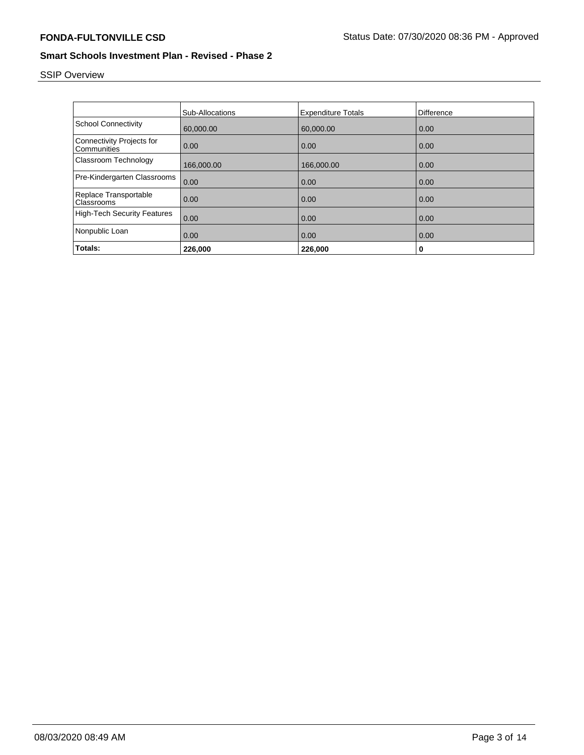SSIP Overview

| | Sub-Allocations | Expenditure Totals | Difference |
| --- | --- | --- | --- |
| School Connectivity | 60,000.00 | 60,000.00 | 0.00 |
| Connectivity Projects for Communities | 0.00 | 0.00 | 0.00 |
| Classroom Technology | 166,000.00 | 166,000.00 | 0.00 |
| Pre-Kindergarten Classrooms | 0.00 | 0.00 | 0.00 |
| Replace Transportable Classrooms | 0.00 | 0.00 | 0.00 |
| High-Tech Security Features | 0.00 | 0.00 | 0.00 |
| Nonpublic Loan | 0.00 | 0.00 | 0.00 |
| **Totals:** | **226,000** | **226,000** | **0** |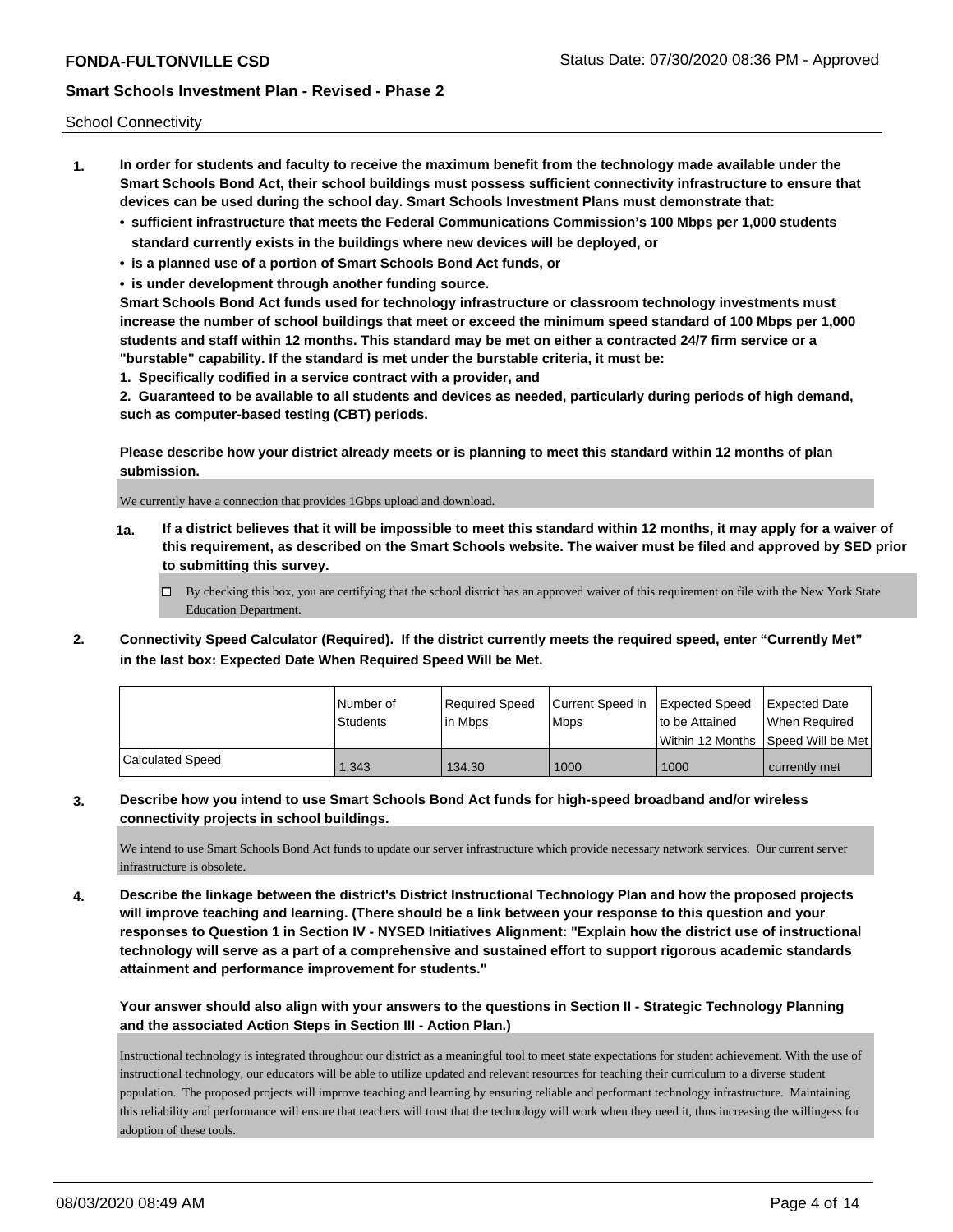School Connectivity

1. **In order for students and faculty to receive the maximum benefit from the technology made available under the Smart Schools Bond Act, their school buildings must possess sufficient connectivity infrastructure to ensure that devices can be used during the school day. Smart Schools Investment Plans must demonstrate that:**
   - **sufficient infrastructure that meets the Federal Communications Commission's 100 Mbps per 1,000 students standard currently exists in the buildings where new devices will be deployed, or**
   - **is a planned use of a portion of Smart Schools Bond Act funds, or**
   - **is under development through another funding source.**

   **Smart Schools Bond Act funds used for technology infrastructure or classroom technology investments must increase the number of school buildings that meet or exceed the minimum speed standard of 100 Mbps per 1,000 students and staff within 12 months. This standard may be met on either a contracted 24/7 firm service or a "burstable" capability. If the standard is met under the burstable criteria, it must be:**

   **1. Specifically codified in a service contract with a provider, and**

   **2. Guaranteed to be available to all students and devices as needed, particularly during periods of high demand, such as computer-based testing (CBT) periods.**

   **Please describe how your district already meets or is planning to meet this standard within 12 months of plan submission.**

   We currently have a connection that provides 1Gbps upload and download.

   **1a. If a district believes that it will be impossible to meet this standard within 12 months, it may apply for a waiver of this requirement, as described on the Smart Schools website. The waiver must be filed and approved by SED prior to submitting this survey.**

   ☐ By checking this box, you are certifying that the school district has an approved waiver of this requirement on file with the New York State Education Department.

2. **Connectivity Speed Calculator (Required). If the district currently meets the required speed, enter "Currently Met" in the last box: Expected Date When Required Speed Will be Met.**

| | Number of Students | Required Speed in Mbps | Current Speed in Mbps | Expected Speed to be Attained Within 12 Months | Expected Date When Required Speed Will be Met |
|---|---|---|---|---|---|
| Calculated Speed | 1,343 | 134.30 | 1000 | 1000 | currently met |

3. **Describe how you intend to use Smart Schools Bond Act funds for high-speed broadband and/or wireless connectivity projects in school buildings.**

   We intend to use Smart Schools Bond Act funds to update our server infrastructure which provide necessary network services. Our current server infrastructure is obsolete.

4. **Describe the linkage between the district's District Instructional Technology Plan and how the proposed projects will improve teaching and learning. (There should be a link between your response to this question and your responses to Question 1 in Section IV - NYSED Initiatives Alignment: "Explain how the district use of instructional technology will serve as a part of a comprehensive and sustained effort to support rigorous academic standards attainment and performance improvement for students."**

   **Your answer should also align with your answers to the questions in Section II - Strategic Technology Planning and the associated Action Steps in Section III - Action Plan.)**

   Instructional technology is integrated throughout our district as a meaningful tool to meet state expectations for student achievement. With the use of instructional technology, our educators will be able to utilize updated and relevant resources for teaching their curriculum to a diverse student population. The proposed projects will improve teaching and learning by ensuring reliable and performant technology infrastructure. Maintaining this reliability and performance will ensure that teachers will trust that the technology will work when they need it, thus increasing the willingess for adoption of these tools.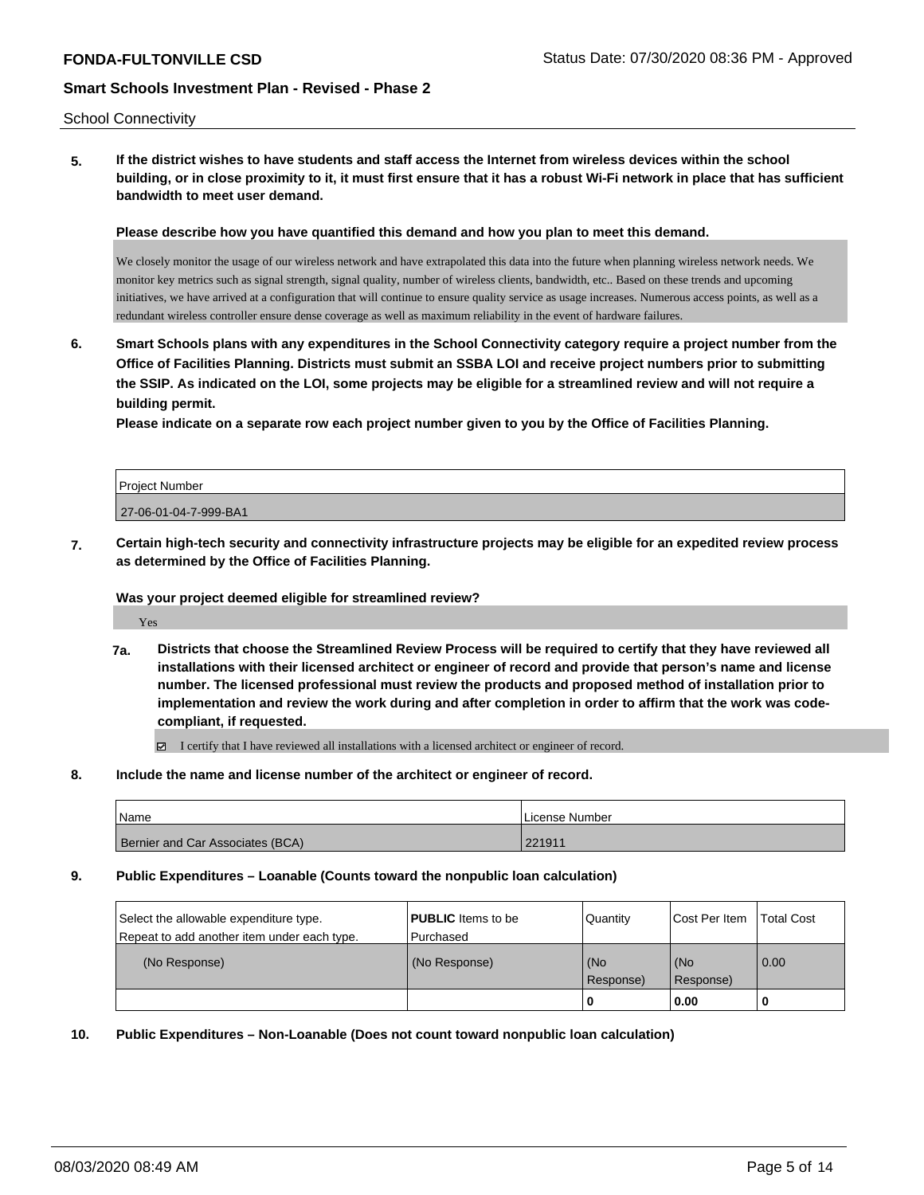School Connectivity

**5. If the district wishes to have students and staff access the Internet from wireless devices within the school building, or in close proximity to it, it must first ensure that it has a robust Wi-Fi network in place that has sufficient bandwidth to meet user demand.**

**Please describe how you have quantified this demand and how you plan to meet this demand.**

We closely monitor the usage of our wireless network and have extrapolated this data into the future when planning wireless network needs. We monitor key metrics such as signal strength, signal quality, number of wireless clients, bandwidth, etc.. Based on these trends and upcoming initiatives, we have arrived at a configuration that will continue to ensure quality service as usage increases. Numerous access points, as well as a redundant wireless controller ensure dense coverage as well as maximum reliability in the event of hardware failures.

**6. Smart Schools plans with any expenditures in the School Connectivity category require a project number from the Office of Facilities Planning. Districts must submit an SSBA LOI and receive project numbers prior to submitting the SSIP. As indicated on the LOI, some projects may be eligible for a streamlined review and will not require a building permit.**

**Please indicate on a separate row each project number given to you by the Office of Facilities Planning.**

| Project Number |
|---|
| 27-06-01-04-7-999-BA1 |

**7. Certain high-tech security and connectivity infrastructure projects may be eligible for an expedited review process as determined by the Office of Facilities Planning.**

**Was your project deemed eligible for streamlined review?**

Yes

**7a. Districts that choose the Streamlined Review Process will be required to certify that they have reviewed all installations with their licensed architect or engineer of record and provide that person's name and license number. The licensed professional must review the products and proposed method of installation prior to implementation and review the work during and after completion in order to affirm that the work was code-compliant, if requested.**

☑ I certify that I have reviewed all installations with a licensed architect or engineer of record.

**8. Include the name and license number of the architect or engineer of record.**

| Name | License Number |
|---|---|
| Bernier and Car Associates (BCA) | 221911 |

**9. Public Expenditures – Loanable (Counts toward the nonpublic loan calculation)**

| Select the allowable expenditure type. Repeat to add another item under each type. | **PUBLIC** Items to be Purchased | Quantity | Cost Per Item | Total Cost |
|---|---|---|---|---|
| (No Response) | (No Response) | (No Response) | (No Response) | 0.00 |
| | | 0 | 0.00 | 0 |

**10. Public Expenditures – Non-Loanable (Does not count toward nonpublic loan calculation)**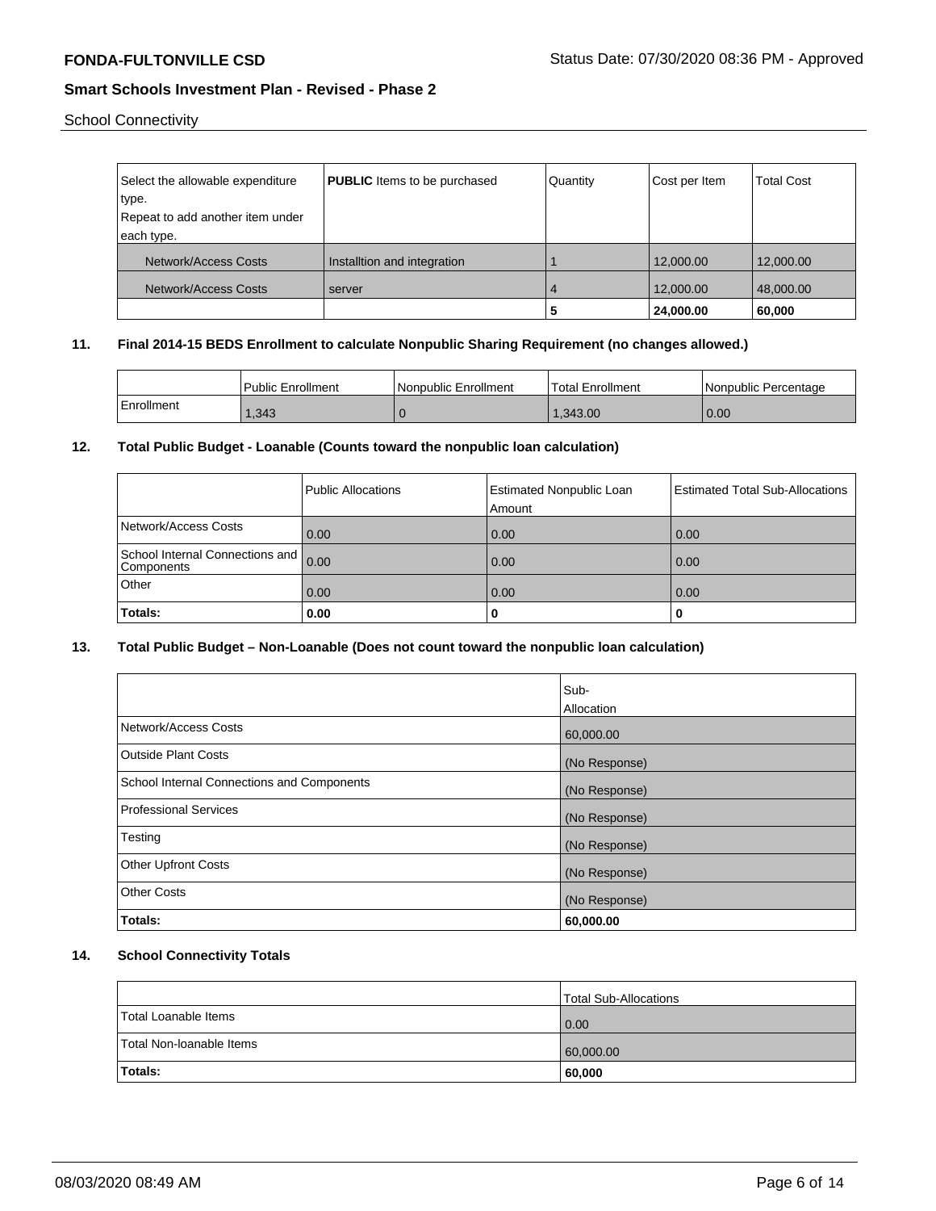School Connectivity

| Select the allowable expenditure type. Repeat to add another item under each type. | **PUBLIC** Items to be purchased | Quantity | Cost per Item | Total Cost |
|---|---|---|---|---|
| Network/Access Costs | Installtion and integration | 1 | 12,000.00 | 12,000.00 |
| Network/Access Costs | server | 4 | 12,000.00 | 48,000.00 |
| | | **5** | **24,000.00** | **60,000** |

**11. Final 2014-15 BEDS Enrollment to calculate Nonpublic Sharing Requirement (no changes allowed.)**

| | Public Enrollment | Nonpublic Enrollment | Total Enrollment | Nonpublic Percentage |
|---|---|---|---|---|
| Enrollment | 1,343 | 0 | 1,343.00 | 0.00 |

**12. Total Public Budget - Loanable (Counts toward the nonpublic loan calculation)**

| | Public Allocations | Estimated Nonpublic Loan Amount | Estimated Total Sub-Allocations |
|---|---|---|---|
| Network/Access Costs | 0.00 | 0.00 | 0.00 |
| School Internal Connections and Components | 0.00 | 0.00 | 0.00 |
| Other | 0.00 | 0.00 | 0.00 |
| **Totals:** | **0.00** | **0** | **0** |

**13. Total Public Budget – Non-Loanable (Does not count toward the nonpublic loan calculation)**

| | Sub-Allocation |
|---|---|
| Network/Access Costs | 60,000.00 |
| Outside Plant Costs | (No Response) |
| School Internal Connections and Components | (No Response) |
| Professional Services | (No Response) |
| Testing | (No Response) |
| Other Upfront Costs | (No Response) |
| Other Costs | (No Response) |
| **Totals:** | **60,000.00** |

**14. School Connectivity Totals**

| | Total Sub-Allocations |
|---|---|
| Total Loanable Items | 0.00 |
| Total Non-loanable Items | 60,000.00 |
| **Totals:** | **60,000** |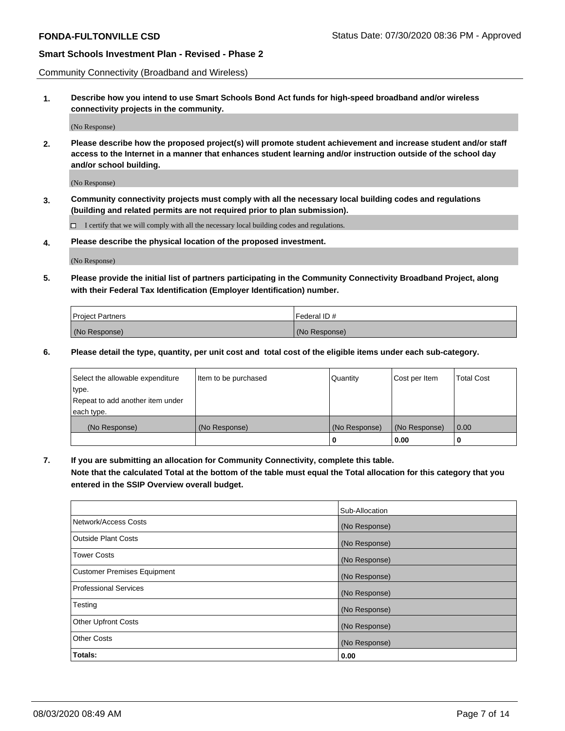Community Connectivity (Broadband and Wireless)

**1. Describe how you intend to use Smart Schools Bond Act funds for high-speed broadband and/or wireless connectivity projects in the community.**

(No Response)

**2. Please describe how the proposed project(s) will promote student achievement and increase student and/or staff access to the Internet in a manner that enhances student learning and/or instruction outside of the school day and/or school building.**

(No Response)

**3. Community connectivity projects must comply with all the necessary local building codes and regulations (building and related permits are not required prior to plan submission).**

☐ I certify that we will comply with all the necessary local building codes and regulations.

**4. Please describe the physical location of the proposed investment.**

(No Response)

**5. Please provide the initial list of partners participating in the Community Connectivity Broadband Project, along with their Federal Tax Identification (Employer Identification) number.**

| Project Partners | Federal ID # |
|---|---|
| (No Response) | (No Response) |

**6. Please detail the type, quantity, per unit cost and total cost of the eligible items under each sub-category.**

| Select the allowable expenditure type. Repeat to add another item under each type. | Item to be purchased | Quantity | Cost per Item | Total Cost |
|---|---|---|---|---|
| (No Response) | (No Response) | (No Response) | (No Response) | 0.00 |
| | | **0** | **0.00** | **0** |

**7. If you are submitting an allocation for Community Connectivity, complete this table. Note that the calculated Total at the bottom of the table must equal the Total allocation for this category that you entered in the SSIP Overview overall budget.**

| | Sub-Allocation |
|---|---|
| Network/Access Costs | (No Response) |
| Outside Plant Costs | (No Response) |
| Tower Costs | (No Response) |
| Customer Premises Equipment | (No Response) |
| Professional Services | (No Response) |
| Testing | (No Response) |
| Other Upfront Costs | (No Response) |
| Other Costs | (No Response) |
| **Totals:** | **0.00** |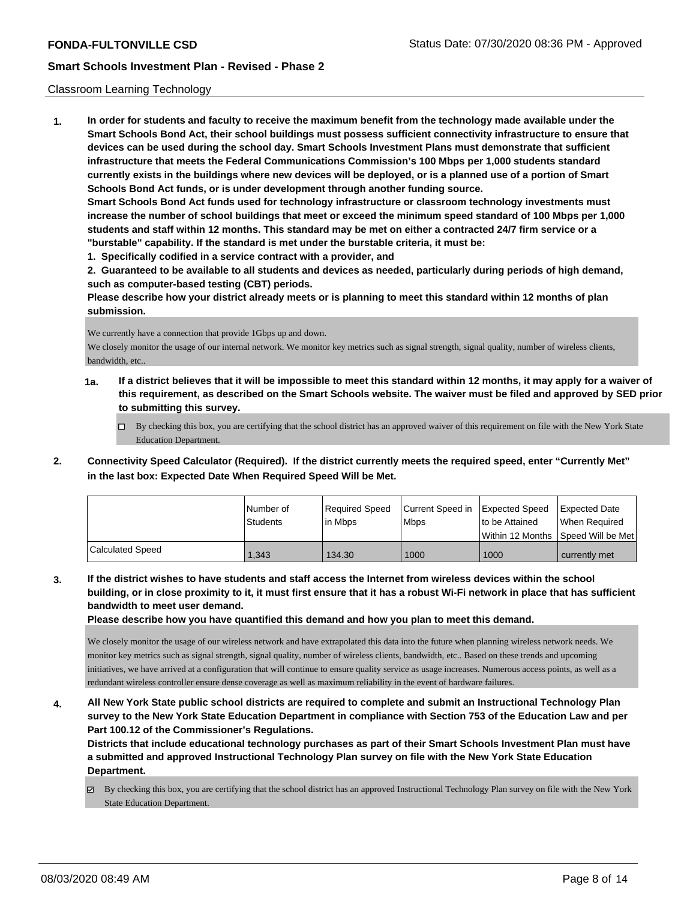## Classroom Learning Technology

**1. In order for students and faculty to receive the maximum benefit from the technology made available under the Smart Schools Bond Act, their school buildings must possess sufficient connectivity infrastructure to ensure that devices can be used during the school day. Smart Schools Investment Plans must demonstrate that sufficient infrastructure that meets the Federal Communications Commission's 100 Mbps per 1,000 students standard currently exists in the buildings where new devices will be deployed, or is a planned use of a portion of Smart Schools Bond Act funds, or is under development through another funding source.**

**Smart Schools Bond Act funds used for technology infrastructure or classroom technology investments must increase the number of school buildings that meet or exceed the minimum speed standard of 100 Mbps per 1,000 students and staff within 12 months. This standard may be met on either a contracted 24/7 firm service or a "burstable" capability. If the standard is met under the burstable criteria, it must be:**

**1. Specifically codified in a service contract with a provider, and**

**2. Guaranteed to be available to all students and devices as needed, particularly during periods of high demand, such as computer-based testing (CBT) periods.**

**Please describe how your district already meets or is planning to meet this standard within 12 months of plan submission.**

We currently have a connection that provide 1Gbps up and down.
We closely monitor the usage of our internal network. We monitor key metrics such as signal strength, signal quality, number of wireless clients, bandwidth, etc..

**1a. If a district believes that it will be impossible to meet this standard within 12 months, it may apply for a waiver of this requirement, as described on the Smart Schools website. The waiver must be filed and approved by SED prior to submitting this survey.**

☐ By checking this box, you are certifying that the school district has an approved waiver of this requirement on file with the New York State Education Department.

**2. Connectivity Speed Calculator (Required). If the district currently meets the required speed, enter "Currently Met" in the last box: Expected Date When Required Speed Will be Met.**

| | Number of Students | Required Speed in Mbps | Current Speed in Mbps | Expected Speed to be Attained Within 12 Months | Expected Date When Required Speed Will be Met |
|---|---|---|---|---|---|
| Calculated Speed | 1,343 | 134.30 | 1000 | 1000 | currently met |

**3. If the district wishes to have students and staff access the Internet from wireless devices within the school building, or in close proximity to it, it must first ensure that it has a robust Wi-Fi network in place that has sufficient bandwidth to meet user demand.**

**Please describe how you have quantified this demand and how you plan to meet this demand.**

We closely monitor the usage of our wireless network and have extrapolated this data into the future when planning wireless network needs. We monitor key metrics such as signal strength, signal quality, number of wireless clients, bandwidth, etc.. Based on these trends and upcoming initiatives, we have arrived at a configuration that will continue to ensure quality service as usage increases. Numerous access points, as well as a redundant wireless controller ensure dense coverage as well as maximum reliability in the event of hardware failures.

**4. All New York State public school districts are required to complete and submit an Instructional Technology Plan survey to the New York State Education Department in compliance with Section 753 of the Education Law and per Part 100.12 of the Commissioner's Regulations.**

**Districts that include educational technology purchases as part of their Smart Schools Investment Plan must have a submitted and approved Instructional Technology Plan survey on file with the New York State Education Department.**

☑ By checking this box, you are certifying that the school district has an approved Instructional Technology Plan survey on file with the New York State Education Department.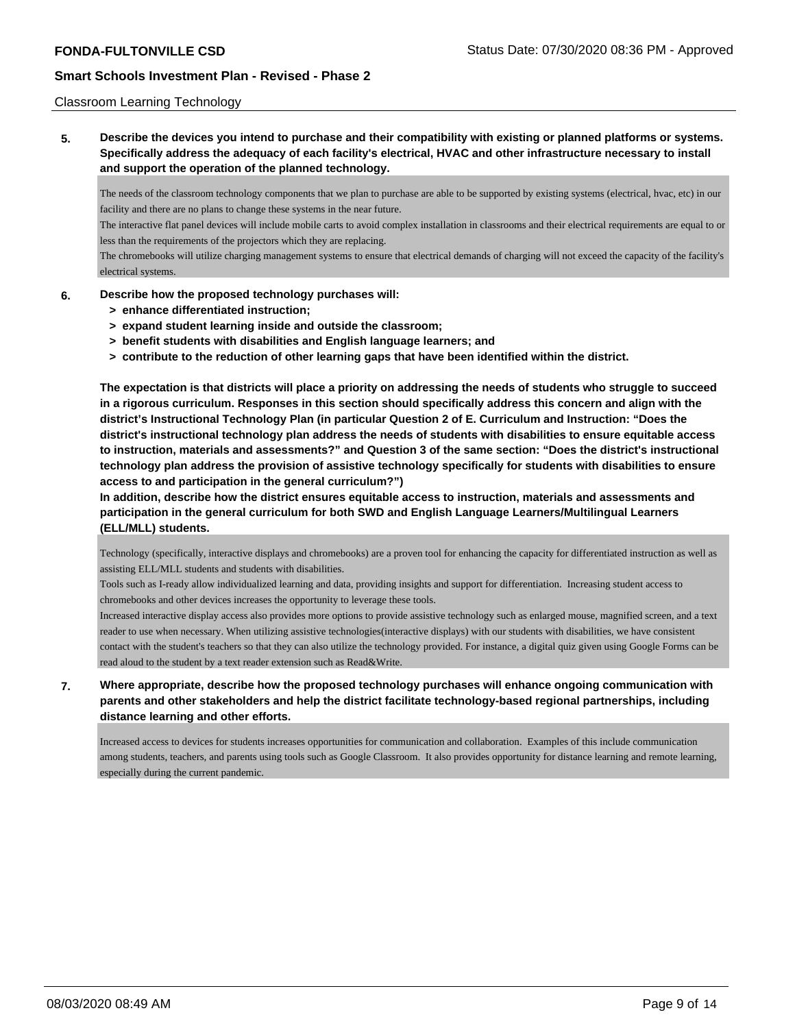Classroom Learning Technology

**5. Describe the devices you intend to purchase and their compatibility with existing or planned platforms or systems. Specifically address the adequacy of each facility's electrical, HVAC and other infrastructure necessary to install and support the operation of the planned technology.**

The needs of the classroom technology components that we plan to purchase are able to be supported by existing systems (electrical, hvac, etc) in our facility and there are no plans to change these systems in the near future.
The interactive flat panel devices will include mobile carts to avoid complex installation in classrooms and their electrical requirements are equal to or less than the requirements of the projectors which they are replacing.
The chromebooks will utilize charging management systems to ensure that electrical demands of charging will not exceed the capacity of the facility's electrical systems.

**6. Describe how the proposed technology purchases will:**
- **> enhance differentiated instruction;**
- **> expand student learning inside and outside the classroom;**
- **> benefit students with disabilities and English language learners; and**
- **> contribute to the reduction of other learning gaps that have been identified within the district.**

**The expectation is that districts will place a priority on addressing the needs of students who struggle to succeed in a rigorous curriculum. Responses in this section should specifically address this concern and align with the district's Instructional Technology Plan (in particular Question 2 of E. Curriculum and Instruction: "Does the district's instructional technology plan address the needs of students with disabilities to ensure equitable access to instruction, materials and assessments?" and Question 3 of the same section: "Does the district's instructional technology plan address the provision of assistive technology specifically for students with disabilities to ensure access to and participation in the general curriculum?")**
**In addition, describe how the district ensures equitable access to instruction, materials and assessments and participation in the general curriculum for both SWD and English Language Learners/Multilingual Learners (ELL/MLL) students.**

Technology (specifically, interactive displays and chromebooks) are a proven tool for enhancing the capacity for differentiated instruction as well as assisting ELL/MLL students and students with disabilities.
Tools such as I-ready allow individualized learning and data, providing insights and support for differentiation. Increasing student access to chromebooks and other devices increases the opportunity to leverage these tools.
Increased interactive display access also provides more options to provide assistive technology such as enlarged mouse, magnified screen, and a text reader to use when necessary. When utilizing assistive technologies(interactive displays) with our students with disabilities, we have consistent contact with the student's teachers so that they can also utilize the technology provided. For instance, a digital quiz given using Google Forms can be read aloud to the student by a text reader extension such as Read&Write.

**7. Where appropriate, describe how the proposed technology purchases will enhance ongoing communication with parents and other stakeholders and help the district facilitate technology-based regional partnerships, including distance learning and other efforts.**

Increased access to devices for students increases opportunities for communication and collaboration. Examples of this include communication among students, teachers, and parents using tools such as Google Classroom. It also provides opportunity for distance learning and remote learning, especially during the current pandemic.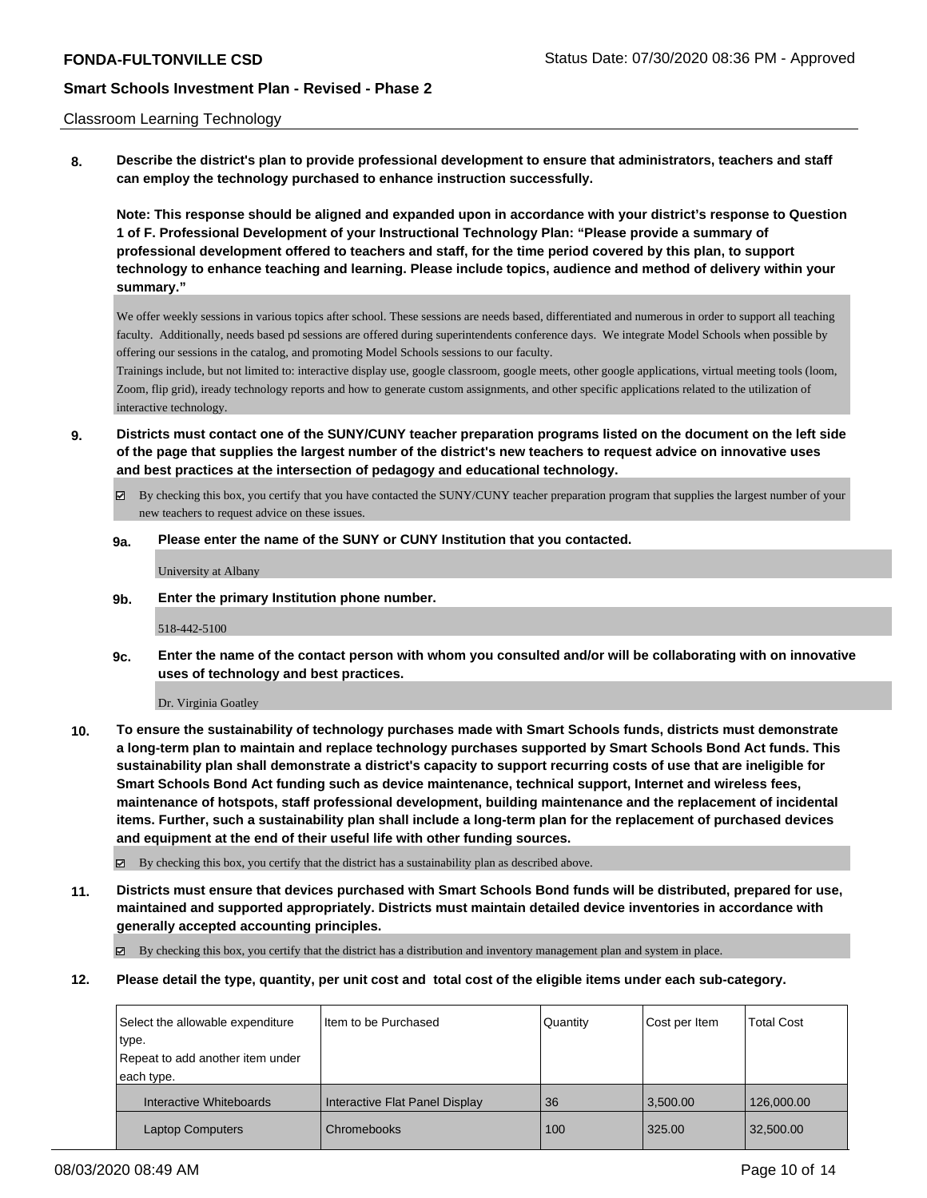Classroom Learning Technology

**8. Describe the district's plan to provide professional development to ensure that administrators, teachers and staff can employ the technology purchased to enhance instruction successfully.**

**Note: This response should be aligned and expanded upon in accordance with your district's response to Question 1 of F. Professional Development of your Instructional Technology Plan: "Please provide a summary of professional development offered to teachers and staff, for the time period covered by this plan, to support technology to enhance teaching and learning. Please include topics, audience and method of delivery within your summary."**

We offer weekly sessions in various topics after school. These sessions are needs based, differentiated and numerous in order to support all teaching faculty. Additionally, needs based pd sessions are offered during superintendents conference days. We integrate Model Schools when possible by offering our sessions in the catalog, and promoting Model Schools sessions to our faculty.
Trainings include, but not limited to: interactive display use, google classroom, google meets, other google applications, virtual meeting tools (loom, Zoom, flip grid), iready technology reports and how to generate custom assignments, and other specific applications related to the utilization of interactive technology.

**9. Districts must contact one of the SUNY/CUNY teacher preparation programs listed on the document on the left side of the page that supplies the largest number of the district's new teachers to request advice on innovative uses and best practices at the intersection of pedagogy and educational technology.**

☑ By checking this box, you certify that you have contacted the SUNY/CUNY teacher preparation program that supplies the largest number of your new teachers to request advice on these issues.

**9a. Please enter the name of the SUNY or CUNY Institution that you contacted.**

University at Albany

**9b. Enter the primary Institution phone number.**

518-442-5100

**9c. Enter the name of the contact person with whom you consulted and/or will be collaborating with on innovative uses of technology and best practices.**

Dr. Virginia Goatley

**10. To ensure the sustainability of technology purchases made with Smart Schools funds, districts must demonstrate a long-term plan to maintain and replace technology purchases supported by Smart Schools Bond Act funds. This sustainability plan shall demonstrate a district's capacity to support recurring costs of use that are ineligible for Smart Schools Bond Act funding such as device maintenance, technical support, Internet and wireless fees, maintenance of hotspots, staff professional development, building maintenance and the replacement of incidental items. Further, such a sustainability plan shall include a long-term plan for the replacement of purchased devices and equipment at the end of their useful life with other funding sources.**

☑ By checking this box, you certify that the district has a sustainability plan as described above.

**11. Districts must ensure that devices purchased with Smart Schools Bond funds will be distributed, prepared for use, maintained and supported appropriately. Districts must maintain detailed device inventories in accordance with generally accepted accounting principles.**

☑ By checking this box, you certify that the district has a distribution and inventory management plan and system in place.

**12. Please detail the type, quantity, per unit cost and total cost of the eligible items under each sub-category.**

| Select the allowable expenditure type. Repeat to add another item under each type. | Item to be Purchased | Quantity | Cost per Item | Total Cost |
|---|---|---|---|---|
| Interactive Whiteboards | Interactive Flat Panel Display | 36 | 3,500.00 | 126,000.00 |
| Laptop Computers | Chromebooks | 100 | 325.00 | 32,500.00 |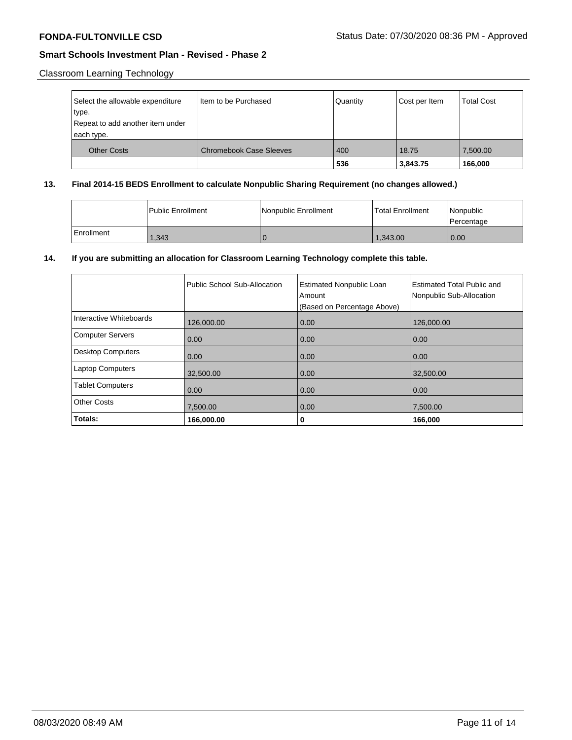Classroom Learning Technology

| Select the allowable expenditure type.<br>Repeat to add another item under each type. | Item to be Purchased | Quantity | Cost per Item | Total Cost |
|---|---|---|---|---|
| Other Costs | Chromebook Case Sleeves | 400 | 18.75 | 7,500.00 |
| | | **536** | **3,843.75** | **166,000** |

**13. Final 2014-15 BEDS Enrollment to calculate Nonpublic Sharing Requirement (no changes allowed.)**

| | Public Enrollment | Nonpublic Enrollment | Total Enrollment | Nonpublic Percentage |
|---|---|---|---|---|
| Enrollment | 1,343 | 0 | 1,343.00 | 0.00 |

**14. If you are submitting an allocation for Classroom Learning Technology complete this table.**

| | Public School Sub-Allocation | Estimated Nonpublic Loan Amount (Based on Percentage Above) | Estimated Total Public and Nonpublic Sub-Allocation |
|---|---|---|---|
| Interactive Whiteboards | 126,000.00 | 0.00 | 126,000.00 |
| Computer Servers | 0.00 | 0.00 | 0.00 |
| Desktop Computers | 0.00 | 0.00 | 0.00 |
| Laptop Computers | 32,500.00 | 0.00 | 32,500.00 |
| Tablet Computers | 0.00 | 0.00 | 0.00 |
| Other Costs | 7,500.00 | 0.00 | 7,500.00 |
| **Totals:** | **166,000.00** | **0** | **166,000** |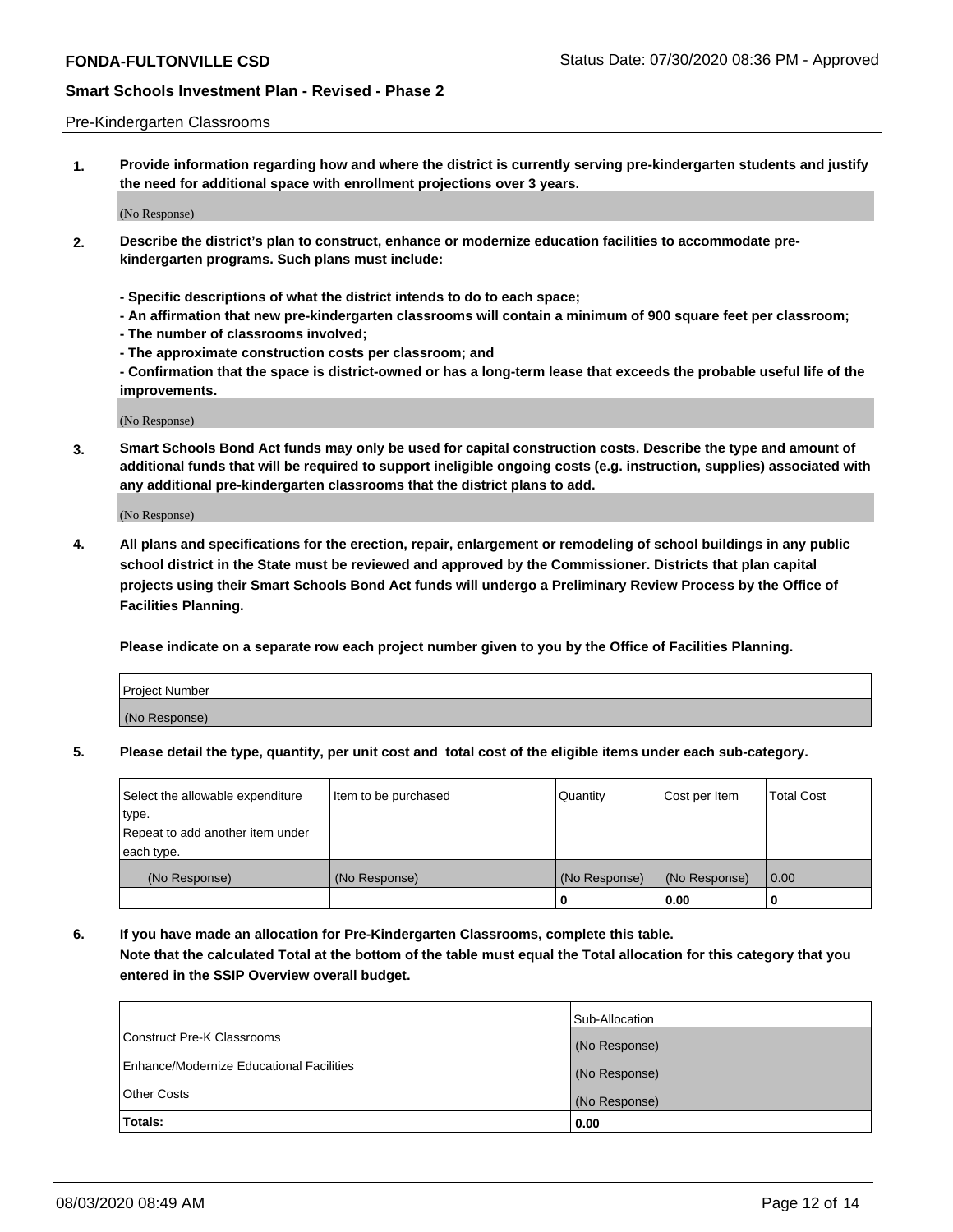Pre-Kindergarten Classrooms

**1. Provide information regarding how and where the district is currently serving pre-kindergarten students and justify the need for additional space with enrollment projections over 3 years.**

(No Response)

**2. Describe the district's plan to construct, enhance or modernize education facilities to accommodate pre-kindergarten programs. Such plans must include:**

**- Specific descriptions of what the district intends to do to each space;**
**- An affirmation that new pre-kindergarten classrooms will contain a minimum of 900 square feet per classroom;**
**- The number of classrooms involved;**
**- The approximate construction costs per classroom; and**
**- Confirmation that the space is district-owned or has a long-term lease that exceeds the probable useful life of the improvements.**

(No Response)

**3. Smart Schools Bond Act funds may only be used for capital construction costs. Describe the type and amount of additional funds that will be required to support ineligible ongoing costs (e.g. instruction, supplies) associated with any additional pre-kindergarten classrooms that the district plans to add.**

(No Response)

**4. All plans and specifications for the erection, repair, enlargement or remodeling of school buildings in any public school district in the State must be reviewed and approved by the Commissioner. Districts that plan capital projects using their Smart Schools Bond Act funds will undergo a Preliminary Review Process by the Office of Facilities Planning.**

**Please indicate on a separate row each project number given to you by the Office of Facilities Planning.**

| Project Number |
|---|
| (No Response) |

**5. Please detail the type, quantity, per unit cost and total cost of the eligible items under each sub-category.**

| Select the allowable expenditure type. Repeat to add another item under each type. | Item to be purchased | Quantity | Cost per Item | Total Cost |
|---|---|---|---|---|
| (No Response) | (No Response) | (No Response) | (No Response) | 0.00 |
| | | 0 | 0.00 | 0 |

**6. If you have made an allocation for Pre-Kindergarten Classrooms, complete this table.**
**Note that the calculated Total at the bottom of the table must equal the Total allocation for this category that you entered in the SSIP Overview overall budget.**

| | Sub-Allocation |
|---|---|
| Construct Pre-K Classrooms | (No Response) |
| Enhance/Modernize Educational Facilities | (No Response) |
| Other Costs | (No Response) |
| **Totals:** | **0.00** |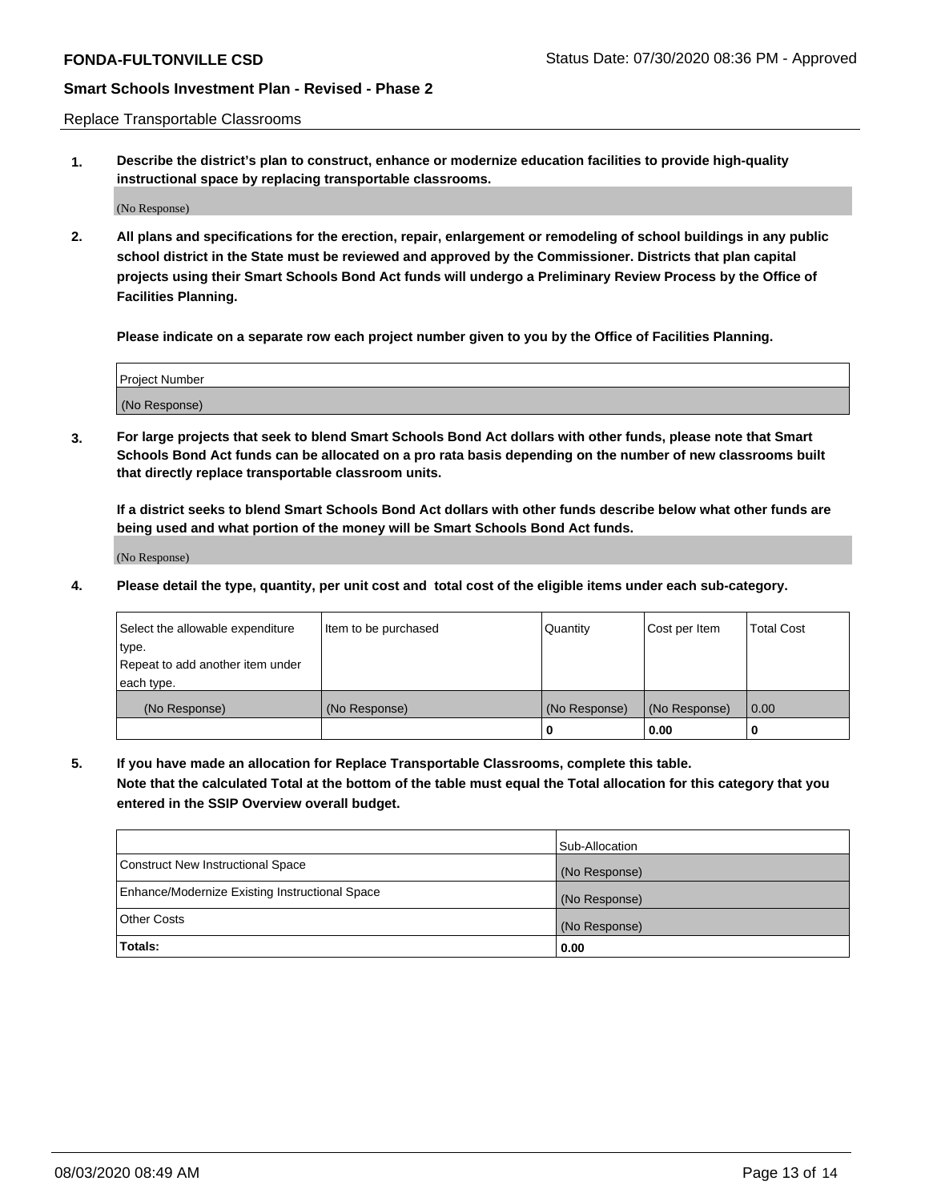Replace Transportable Classrooms

**1. Describe the district's plan to construct, enhance or modernize education facilities to provide high-quality instructional space by replacing transportable classrooms.**

(No Response)

**2. All plans and specifications for the erection, repair, enlargement or remodeling of school buildings in any public school district in the State must be reviewed and approved by the Commissioner. Districts that plan capital projects using their Smart Schools Bond Act funds will undergo a Preliminary Review Process by the Office of Facilities Planning.**

**Please indicate on a separate row each project number given to you by the Office of Facilities Planning.**

| Project Number |
|---|
| (No Response) |

**3. For large projects that seek to blend Smart Schools Bond Act dollars with other funds, please note that Smart Schools Bond Act funds can be allocated on a pro rata basis depending on the number of new classrooms built that directly replace transportable classroom units.**

**If a district seeks to blend Smart Schools Bond Act dollars with other funds describe below what other funds are being used and what portion of the money will be Smart Schools Bond Act funds.**

(No Response)

**4. Please detail the type, quantity, per unit cost and total cost of the eligible items under each sub-category.**

| Select the allowable expenditure type. Repeat to add another item under each type. | Item to be purchased | Quantity | Cost per Item | Total Cost |
|---|---|---|---|---|
| (No Response) | (No Response) | (No Response) | (No Response) | 0.00 |
| | | 0 | 0.00 | 0 |

**5. If you have made an allocation for Replace Transportable Classrooms, complete this table. Note that the calculated Total at the bottom of the table must equal the Total allocation for this category that you entered in the SSIP Overview overall budget.**

| | Sub-Allocation |
|---|---|
| Construct New Instructional Space | (No Response) |
| Enhance/Modernize Existing Instructional Space | (No Response) |
| Other Costs | (No Response) |
| **Totals:** | **0.00** |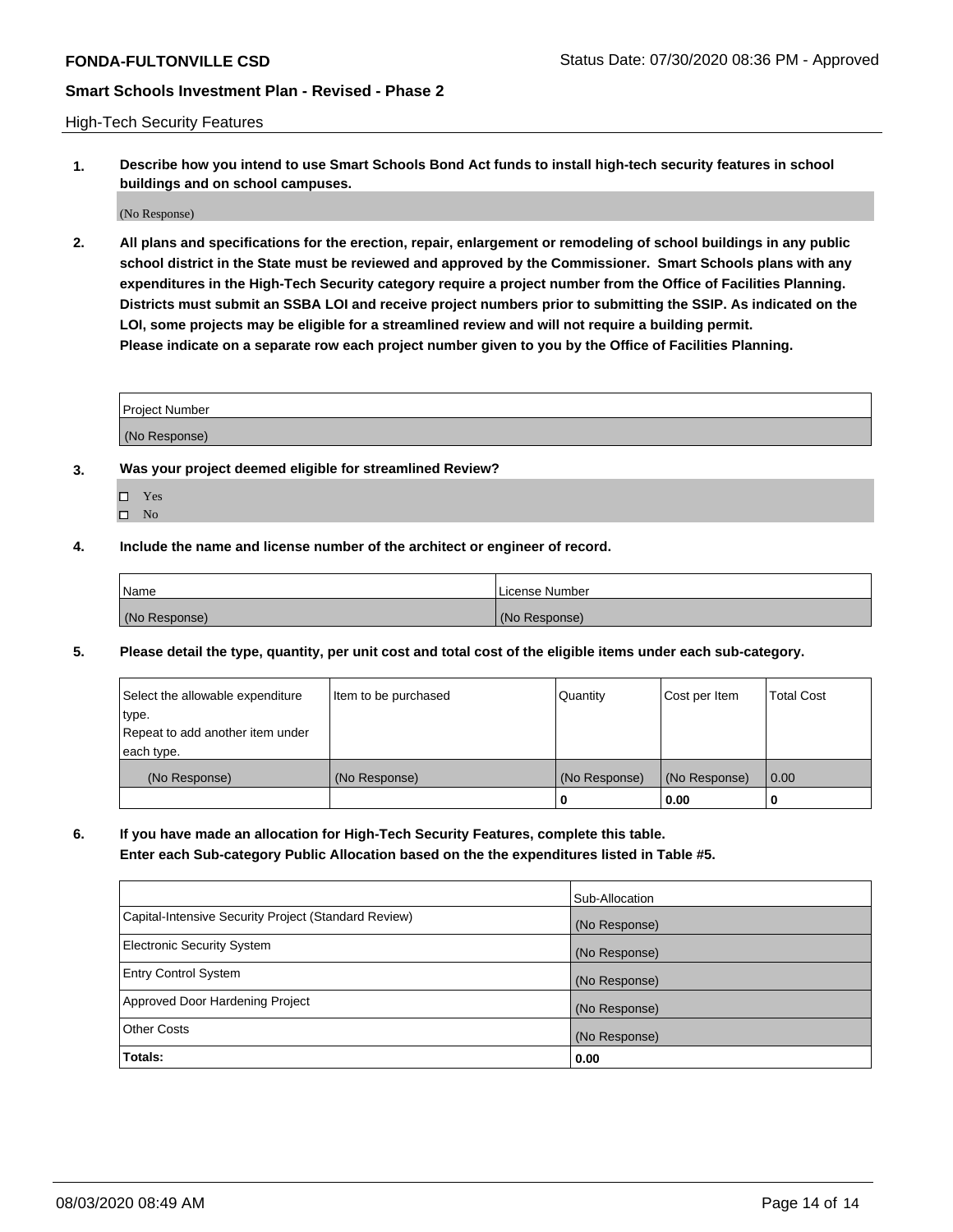High-Tech Security Features

**1. Describe how you intend to use Smart Schools Bond Act funds to install high-tech security features in school buildings and on school campuses.**

(No Response)

**2. All plans and specifications for the erection, repair, enlargement or remodeling of school buildings in any public school district in the State must be reviewed and approved by the Commissioner. Smart Schools plans with any expenditures in the High-Tech Security category require a project number from the Office of Facilities Planning. Districts must submit an SSBA LOI and receive project numbers prior to submitting the SSIP. As indicated on the LOI, some projects may be eligible for a streamlined review and will not require a building permit. Please indicate on a separate row each project number given to you by the Office of Facilities Planning.**

| Project Number |
| --- |
| (No Response) |

**3. Was your project deemed eligible for streamlined Review?**

- ☐ Yes
- ☐ No

**4. Include the name and license number of the architect or engineer of record.**

| Name | License Number |
| --- | --- |
| (No Response) | (No Response) |

**5. Please detail the type, quantity, per unit cost and total cost of the eligible items under each sub-category.**

| Select the allowable expenditure type. Repeat to add another item under each type. | Item to be purchased | Quantity | Cost per Item | Total Cost |
| --- | --- | --- | --- | --- |
| (No Response) | (No Response) | (No Response) | (No Response) | 0.00 |
| | | 0 | 0.00 | 0 |

**6. If you have made an allocation for High-Tech Security Features, complete this table. Enter each Sub-category Public Allocation based on the the expenditures listed in Table #5.**

| | Sub-Allocation |
| --- | --- |
| Capital-Intensive Security Project (Standard Review) | (No Response) |
| Electronic Security System | (No Response) |
| Entry Control System | (No Response) |
| Approved Door Hardening Project | (No Response) |
| Other Costs | (No Response) |
| **Totals:** | **0.00** |